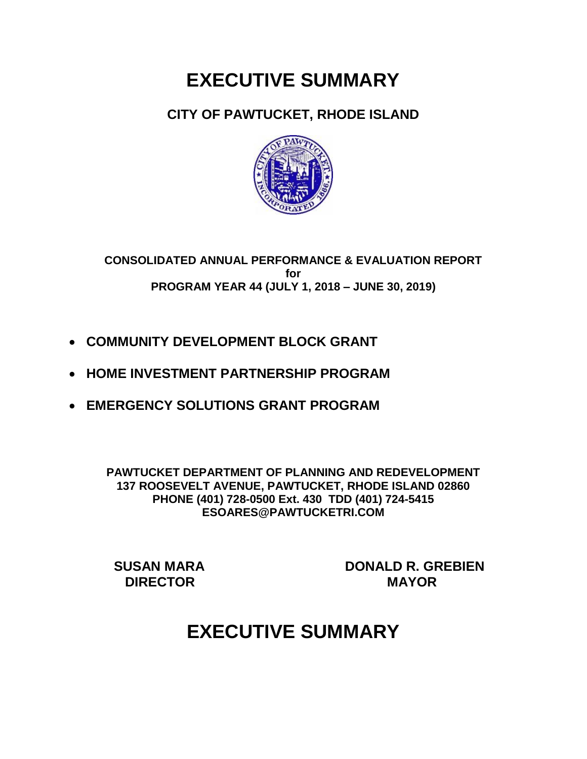# EXECUTIVE SUMMARY

## CITY OF PAWTUCKET, RHODE ISLAND

**CONSOLIDATED ANNUAL PERFORMANCE & EVALUATION REPORT**
**for**
**PROGRAM YEAR 44 (JULY 1, 2018 – JUNE 30, 2019)**

- **COMMUNITY DEVELOPMENT BLOCK GRANT**
- **HOME INVESTMENT PARTNERSHIP PROGRAM**
- **EMERGENCY SOLUTIONS GRANT PROGRAM**

**PAWTUCKET DEPARTMENT OF PLANNING AND REDEVELOPMENT**
**137 ROOSEVELT AVENUE, PAWTUCKET, RHODE ISLAND 02860**
**PHONE (401) 728-0500 Ext. 430 TDD (401) 724-5415**
**ESOARES@PAWTUCKETRI.COM**

**SUSAN MARA**
**DIRECTOR**

**DONALD R. GREBIEN**
**MAYOR**

# EXECUTIVE SUMMARY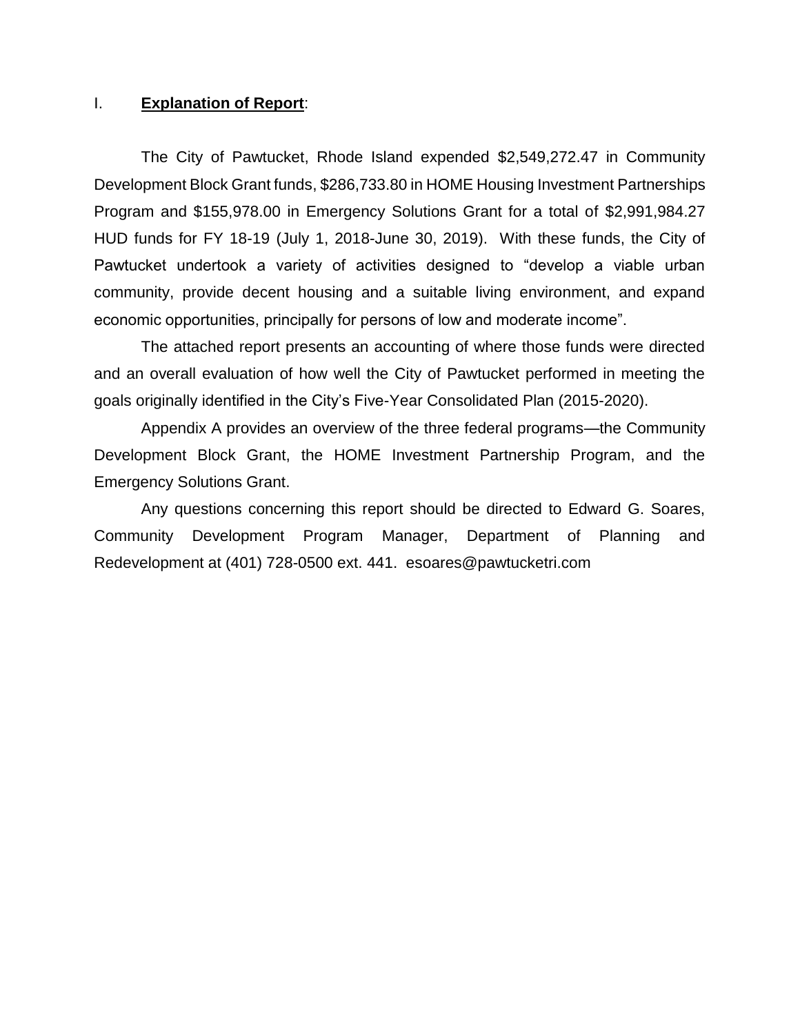## I. **Explanation of Report**:

The City of Pawtucket, Rhode Island expended $2,549,272.47 in Community Development Block Grant funds, $286,733.80 in HOME Housing Investment Partnerships Program and $155,978.00 in Emergency Solutions Grant for a total of $2,991,984.27 HUD funds for FY 18-19 (July 1, 2018-June 30, 2019). With these funds, the City of Pawtucket undertook a variety of activities designed to "develop a viable urban community, provide decent housing and a suitable living environment, and expand economic opportunities, principally for persons of low and moderate income".

The attached report presents an accounting of where those funds were directed and an overall evaluation of how well the City of Pawtucket performed in meeting the goals originally identified in the City's Five-Year Consolidated Plan (2015-2020).

Appendix A provides an overview of the three federal programs—the Community Development Block Grant, the HOME Investment Partnership Program, and the Emergency Solutions Grant.

Any questions concerning this report should be directed to Edward G. Soares, Community Development Program Manager, Department of Planning and Redevelopment at (401) 728-0500 ext. 441. esoares@pawtucketri.com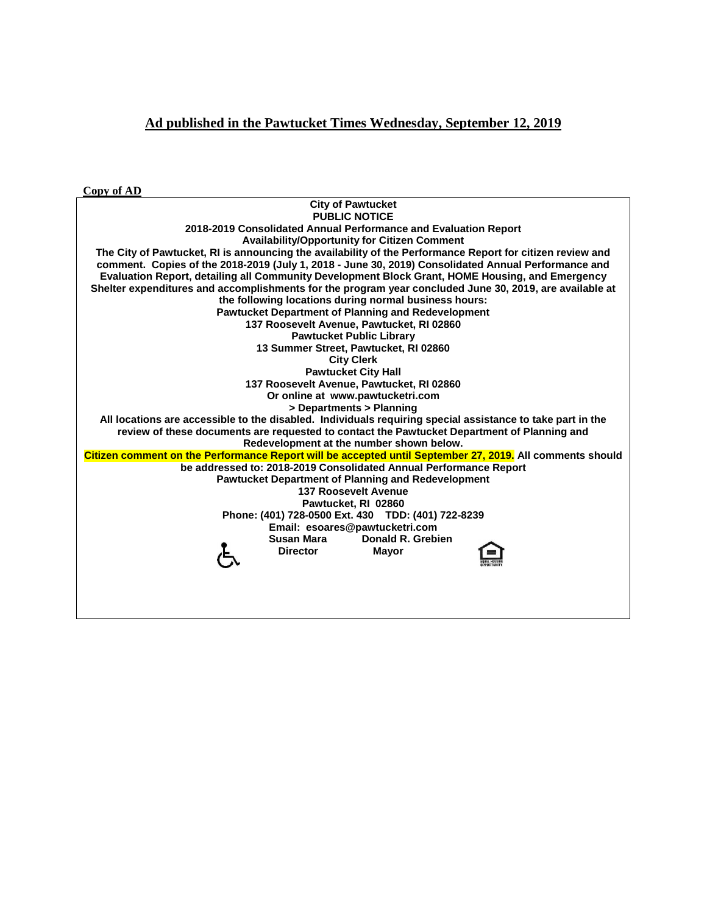## Ad published in the Pawtucket Times Wednesday, September 12, 2019

**Copy of AD**

**City of Pawtucket**
**PUBLIC NOTICE**
**2018-2019 Consolidated Annual Performance and Evaluation Report**
**Availability/Opportunity for Citizen Comment**

**The City of Pawtucket, RI is announcing the availability of the Performance Report for citizen review and comment. Copies of the 2018-2019 (July 1, 2018 - June 30, 2019) Consolidated Annual Performance and Evaluation Report, detailing all Community Development Block Grant, HOME Housing, and Emergency Shelter expenditures and accomplishments for the program year concluded June 30, 2019, are available at the following locations during normal business hours:**

**Pawtucket Department of Planning and Redevelopment**
**137 Roosevelt Avenue, Pawtucket, RI 02860**
**Pawtucket Public Library**
**13 Summer Street, Pawtucket, RI 02860**
**City Clerk**
**Pawtucket City Hall**
**137 Roosevelt Avenue, Pawtucket, RI 02860**
**Or online at www.pawtucketri.com**
**> Departments > Planning**

**All locations are accessible to the disabled. Individuals requiring special assistance to take part in the review of these documents are requested to contact the Pawtucket Department of Planning and Redevelopment at the number shown below.**

**Citizen comment on the Performance Report will be accepted until September 27, 2019. All comments should be addressed to: 2018-2019 Consolidated Annual Performance Report**
**Pawtucket Department of Planning and Redevelopment**
**137 Roosevelt Avenue**
**Pawtucket, RI 02860**
**Phone: (401) 728-0500 Ext. 430 TDD: (401) 722-8239**
**Email: esoares@pawtucketri.com**

**Susan Mara** — **Director**
**Donald R. Grebien** — **Mayor**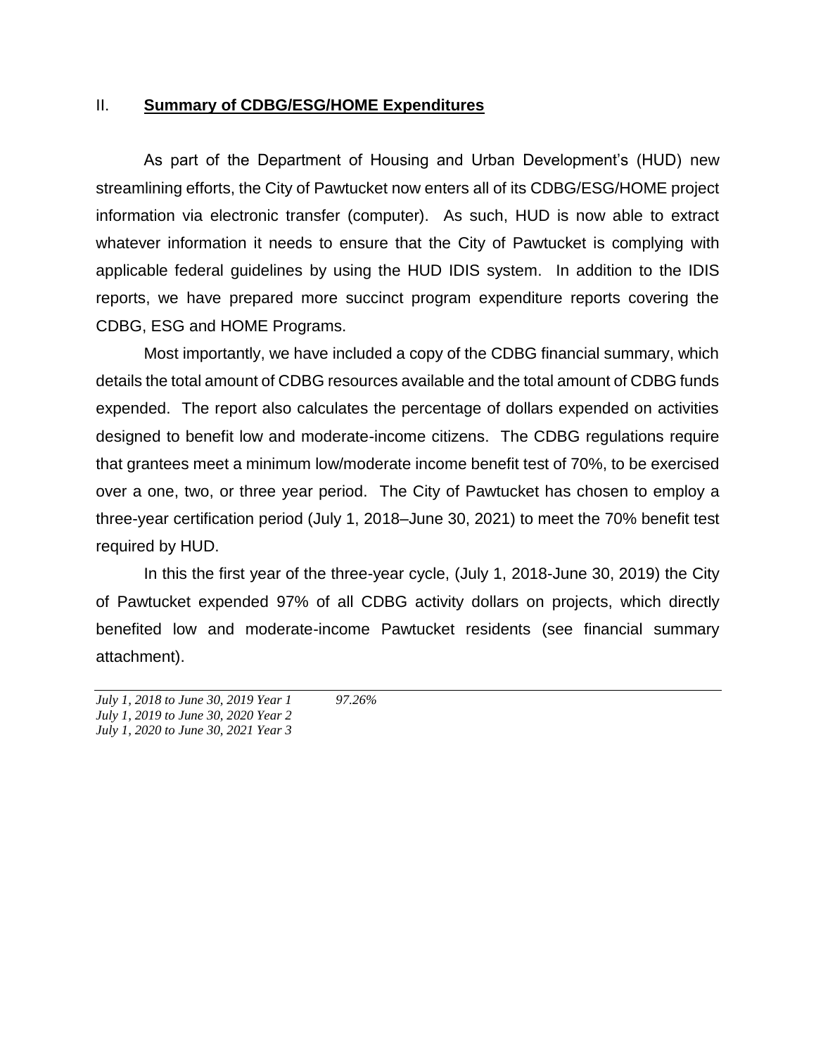## II. **Summary of CDBG/ESG/HOME Expenditures**

As part of the Department of Housing and Urban Development's (HUD) new streamlining efforts, the City of Pawtucket now enters all of its CDBG/ESG/HOME project information via electronic transfer (computer). As such, HUD is now able to extract whatever information it needs to ensure that the City of Pawtucket is complying with applicable federal guidelines by using the HUD IDIS system. In addition to the IDIS reports, we have prepared more succinct program expenditure reports covering the CDBG, ESG and HOME Programs.

Most importantly, we have included a copy of the CDBG financial summary, which details the total amount of CDBG resources available and the total amount of CDBG funds expended. The report also calculates the percentage of dollars expended on activities designed to benefit low and moderate-income citizens. The CDBG regulations require that grantees meet a minimum low/moderate income benefit test of 70%, to be exercised over a one, two, or three year period. The City of Pawtucket has chosen to employ a three-year certification period (July 1, 2018–June 30, 2021) to meet the 70% benefit test required by HUD.

In this the first year of the three-year cycle, (July 1, 2018-June 30, 2019) the City of Pawtucket expended 97% of all CDBG activity dollars on projects, which directly benefited low and moderate-income Pawtucket residents (see financial summary attachment).

| | |
|---|---|
| *July 1, 2018 to June 30, 2019 Year 1* | *97.26%* |
| *July 1, 2019 to June 30, 2020 Year 2* | |
| *July 1, 2020 to June 30, 2021 Year 3* | |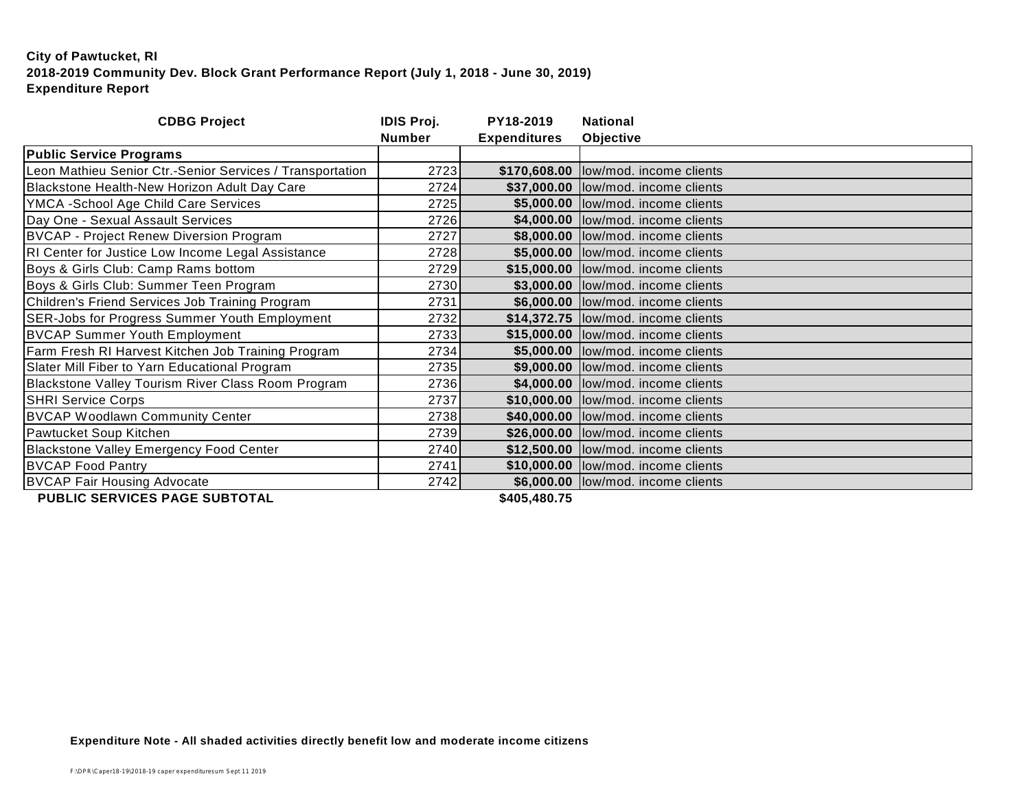**City of Pawtucket, RI**
**2018-2019 Community Dev. Block Grant Performance Report (July 1, 2018 - June 30, 2019)**
**Expenditure Report**

| CDBG Project | IDIS Proj. Number | PY18-2019 Expenditures | National Objective |
|---|---|---|---|
| **Public Service Programs** | | | |
| Leon Mathieu Senior Ctr.-Senior Services / Transportation | 2723 | **$170,608.00** | low/mod. income clients |
| Blackstone Health-New Horizon Adult Day Care | 2724 | **$37,000.00** | low/mod. income clients |
| YMCA -School Age Child Care Services | 2725 | **$5,000.00** | low/mod. income clients |
| Day One - Sexual Assault Services | 2726 | **$4,000.00** | low/mod. income clients |
| BVCAP - Project Renew Diversion Program | 2727 | **$8,000.00** | low/mod. income clients |
| RI Center for Justice Low Income Legal Assistance | 2728 | **$5,000.00** | low/mod. income clients |
| Boys & Girls Club: Camp Rams bottom | 2729 | **$15,000.00** | low/mod. income clients |
| Boys & Girls Club: Summer Teen Program | 2730 | **$3,000.00** | low/mod. income clients |
| Children's Friend Services Job Training Program | 2731 | **$6,000.00** | low/mod. income clients |
| SER-Jobs for Progress Summer Youth Employment | 2732 | **$14,372.75** | low/mod. income clients |
| BVCAP Summer Youth Employment | 2733 | **$15,000.00** | low/mod. income clients |
| Farm Fresh RI Harvest Kitchen Job Training Program | 2734 | **$5,000.00** | low/mod. income clients |
| Slater Mill Fiber to Yarn Educational Program | 2735 | **$9,000.00** | low/mod. income clients |
| Blackstone Valley Tourism River Class Room Program | 2736 | **$4,000.00** | low/mod. income clients |
| SHRI Service Corps | 2737 | **$10,000.00** | low/mod. income clients |
| BVCAP Woodlawn Community Center | 2738 | **$40,000.00** | low/mod. income clients |
| Pawtucket Soup Kitchen | 2739 | **$26,000.00** | low/mod. income clients |
| Blackstone Valley Emergency Food Center | 2740 | **$12,500.00** | low/mod. income clients |
| BVCAP Food Pantry | 2741 | **$10,000.00** | low/mod. income clients |
| BVCAP Fair Housing Advocate | 2742 | **$6,000.00** | low/mod. income clients |
| **PUBLIC SERVICES PAGE SUBTOTAL** | | **$405,480.75** | |

**Expenditure Note - All shaded activities directly benefit low and moderate income citizens**

F:\DPR\Caper18-19\2018-19 caper expendituresum Sept 11 2019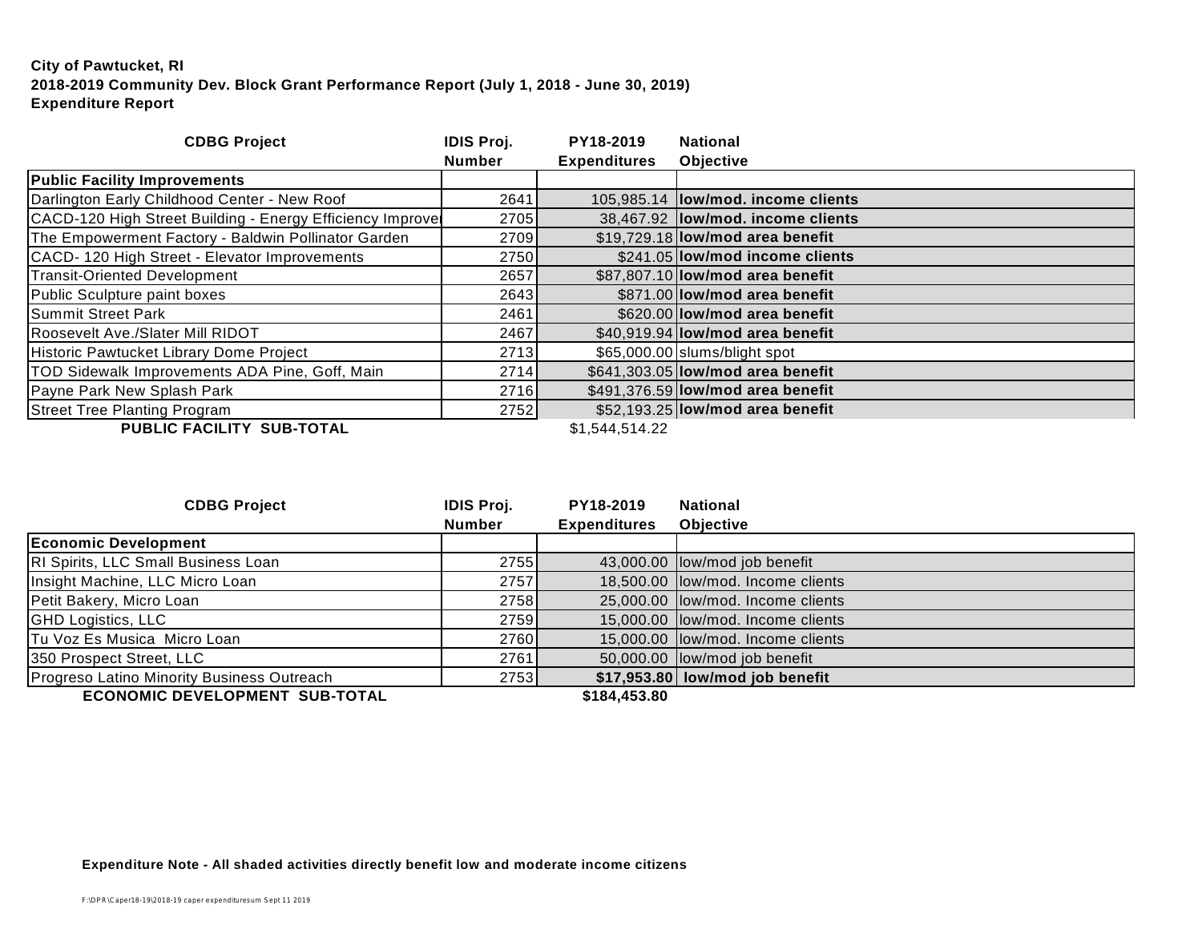**City of Pawtucket, RI**
**2018-2019 Community Dev. Block Grant Performance Report (July 1, 2018 - June 30, 2019)**
**Expenditure Report**

| CDBG Project | IDIS Proj. Number | PY18-2019 Expenditures | National Objective |
|---|---|---|---|
| **Public Facility Improvements** | | | |
| Darlington Early Childhood Center - New Roof | 2641 | 105,985.14 | **low/mod. income clients** |
| CACD-120 High Street Building - Energy Efficiency Improve | 2705 | 38,467.92 | **low/mod. income clients** |
| The Empowerment Factory - Baldwin Pollinator Garden | 2709 | $19,729.18 | **low/mod area benefit** |
| CACD- 120 High Street - Elevator Improvements | 2750 | $241.05 | **low/mod income clients** |
| Transit-Oriented Development | 2657 | $87,807.10 | **low/mod area benefit** |
| Public Sculpture paint boxes | 2643 | $871.00 | **low/mod area benefit** |
| Summit Street Park | 2461 | $620.00 | **low/mod area benefit** |
| Roosevelt Ave./Slater Mill RIDOT | 2467 | $40,919.94 | **low/mod area benefit** |
| Historic Pawtucket Library Dome Project | 2713 | $65,000.00 | slums/blight spot |
| TOD Sidewalk Improvements ADA Pine, Goff, Main | 2714 | $641,303.05 | **low/mod area benefit** |
| Payne Park New Splash Park | 2716 | $491,376.59 | **low/mod area benefit** |
| Street Tree Planting Program | 2752 | $52,193.25 | **low/mod area benefit** |
| **PUBLIC FACILITY SUB-TOTAL** | | $1,544,514.22 | |

| CDBG Project | IDIS Proj. Number | PY18-2019 Expenditures | National Objective |
|---|---|---|---|
| **Economic Development** | | | |
| RI Spirits, LLC Small Business Loan | 2755 | 43,000.00 | low/mod job benefit |
| Insight Machine, LLC Micro Loan | 2757 | 18,500.00 | low/mod. Income clients |
| Petit Bakery, Micro Loan | 2758 | 25,000.00 | low/mod. Income clients |
| GHD Logistics, LLC | 2759 | 15,000.00 | low/mod. Income clients |
| Tu Voz Es Musica Micro Loan | 2760 | 15,000.00 | low/mod. Income clients |
| 350 Prospect Street, LLC | 2761 | 50,000.00 | low/mod job benefit |
| Progreso Latino Minority Business Outreach | 2753 | **$17,953.80** | **low/mod job benefit** |
| **ECONOMIC DEVELOPMENT SUB-TOTAL** | | **$184,453.80** | |

**Expenditure Note - All shaded activities directly benefit low and moderate income citizens**

F:\DPR\Caper18-19\2018-19 caper expendituresum Sept 11 2019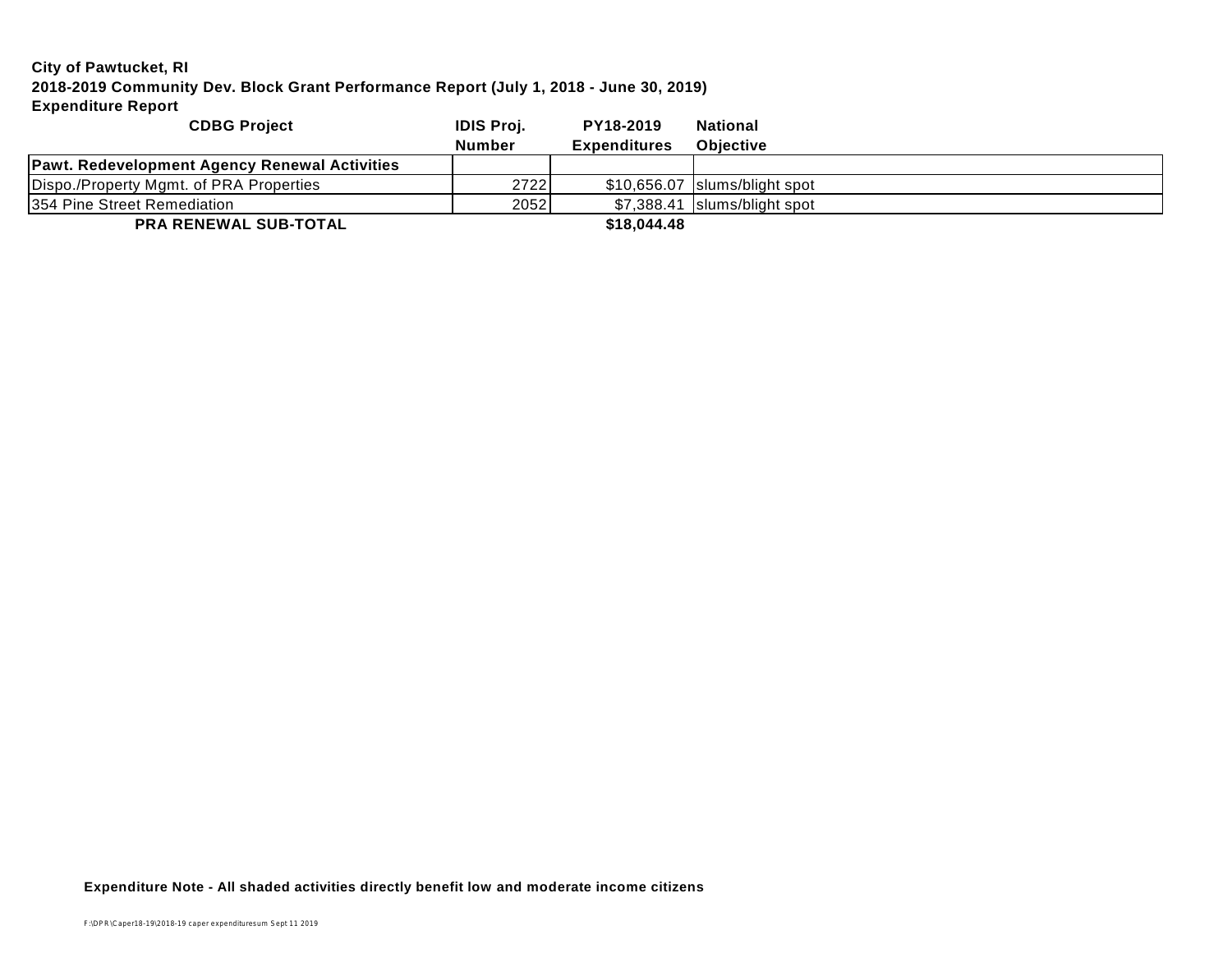**City of Pawtucket, RI**

**2018-2019 Community Dev. Block Grant Performance Report (July 1, 2018 - June 30, 2019)**

**Expenditure Report**

| CDBG Project | IDIS Proj. Number | PY18-2019 Expenditures | National Objective |
|---|---|---|---|
| **Pawt. Redevelopment Agency Renewal Activities** | | | |
| Dispo./Property Mgmt. of PRA Properties | 2722 | $10,656.07 | slums/blight spot |
| 354 Pine Street Remediation | 2052 | $7,388.41 | slums/blight spot |
| **PRA RENEWAL SUB-TOTAL** | | **$18,044.48** | |

**Expenditure Note - All shaded activities directly benefit low and moderate income citizens**

F:\DPR\Caper18-19\2018-19 caper expendituresum Sept 11 2019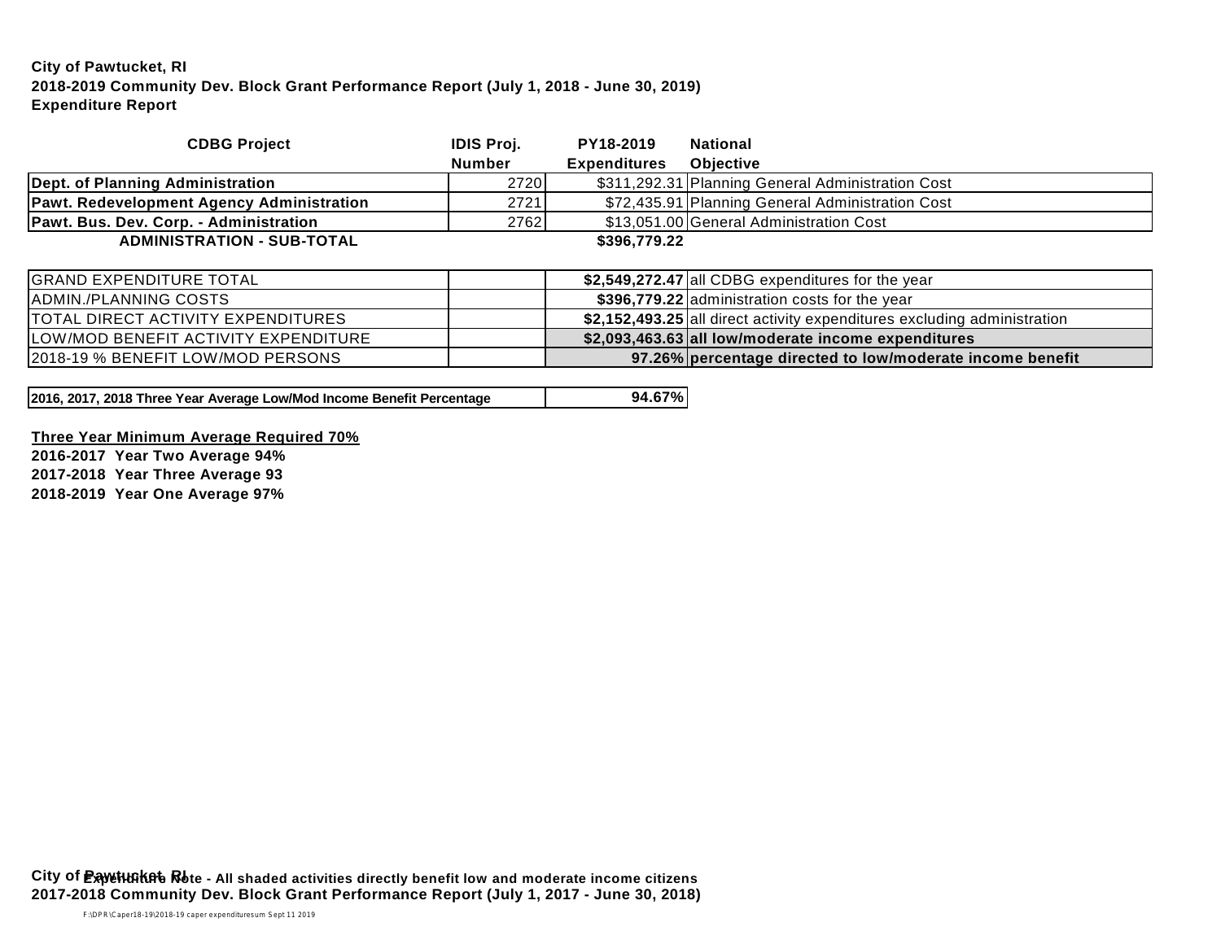**City of Pawtucket, RI**
**2018-2019 Community Dev. Block Grant Performance Report (July 1, 2018 - June 30, 2019)**
**Expenditure Report**

| CDBG Project | IDIS Proj. Number | PY18-2019 Expenditures | National Objective |
|---|---|---|---|
| **Dept. of Planning Administration** | 2720 | $311,292.31 | Planning General Administration Cost |
| **Pawt. Redevelopment Agency Administration** | 2721 | $72,435.91 | Planning General Administration Cost |
| **Pawt. Bus. Dev. Corp. - Administration** | 2762 | $13,051.00 | General Administration Cost |
| **ADMINISTRATION - SUB-TOTAL** | | **$396,779.22** | |

| | | | |
|---|---|---|---|
| GRAND EXPENDITURE TOTAL | | **$2,549,272.47** | all CDBG expenditures for the year |
| ADMIN./PLANNING COSTS | | **$396,779.22** | administration costs for the year |
| TOTAL DIRECT ACTIVITY EXPENDITURES | | **$2,152,493.25** | all direct activity expenditures excluding administration |
| LOW/MOD BENEFIT ACTIVITY EXPENDITURE | | **$2,093,463.63** | **all low/moderate income expenditures** |
| 2018-19 % BENEFIT LOW/MOD PERSONS | | **97.26%** | **percentage directed to low/moderate income benefit** |

| | |
|---|---|
| **2016, 2017, 2018 Three Year Average Low/Mod Income Benefit Percentage** | **94.67%** |

**Three Year Minimum Average Required 70%**
**2016-2017 Year Two Average 94%**
**2017-2018 Year Three Average 93**
**2018-2019 Year One Average 97%**

**Expenditure Note - All shaded activities directly benefit low and moderate income citizens**

**City of Pawtucket, RI**
**2017-2018 Community Dev. Block Grant Performance Report (July 1, 2017 - June 30, 2018)**

F:\DPR\Caper18-19\2018-19 caper expendituresum Sept 11 2019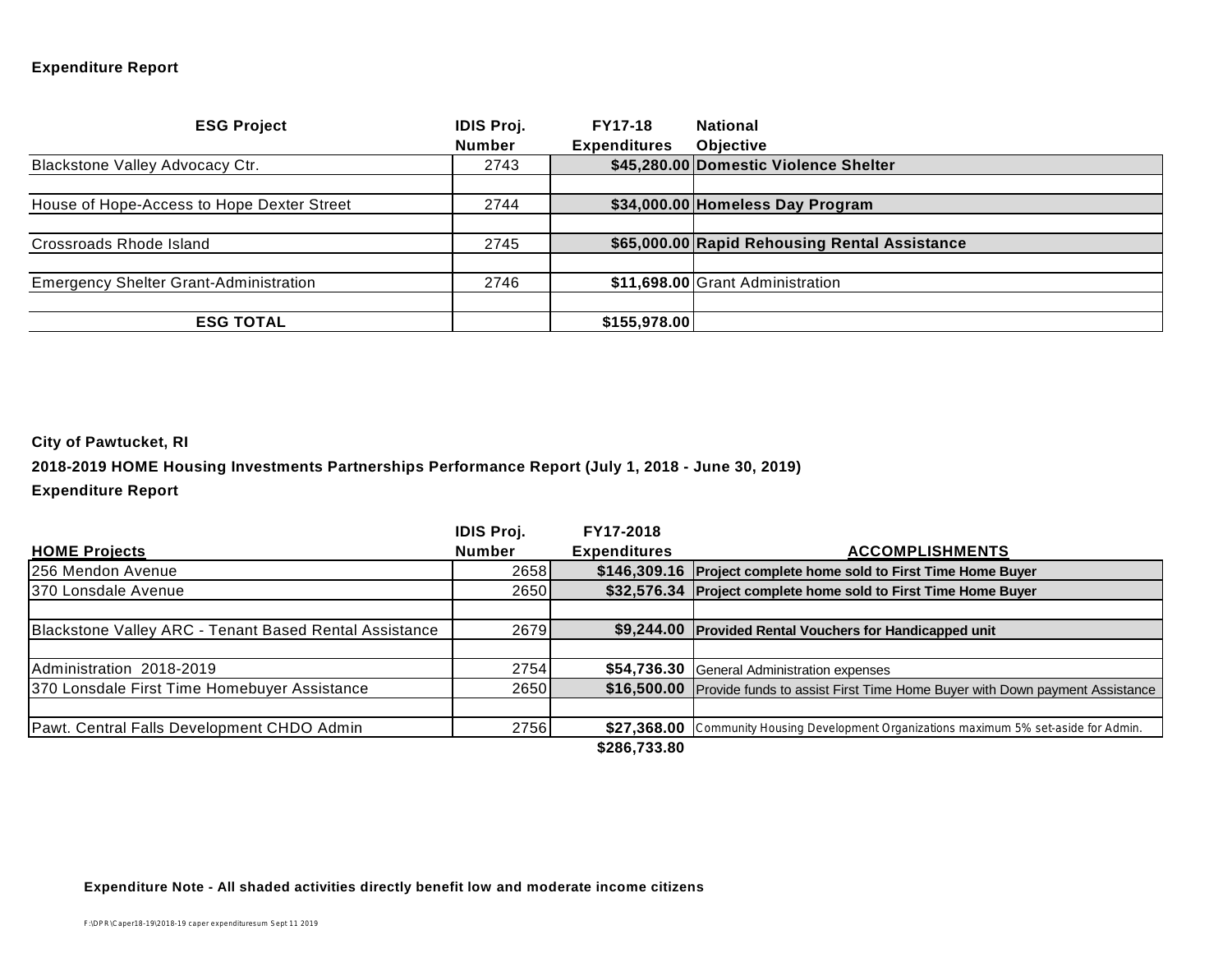**Expenditure Report**

| ESG Project | IDIS Proj. Number | FY17-18 Expenditures | National Objective |
|---|---|---|---|
| Blackstone Valley Advocacy Ctr. | 2743 | **$45,280.00** | **Domestic Violence Shelter** |
| | | | |
| House of Hope-Access to Hope Dexter Street | 2744 | **$34,000.00** | **Homeless Day Program** |
| | | | |
| Crossroads Rhode Island | 2745 | **$65,000.00** | **Rapid Rehousing Rental Assistance** |
| | | | |
| Emergency Shelter Grant-Administration | 2746 | **$11,698.00** | Grant Administration |
| | | | |
| **ESG TOTAL** | | **$155,978.00** | |

**City of Pawtucket, RI**

**2018-2019 HOME Housing Investments Partnerships Performance Report (July 1, 2018 - June 30, 2019)**

**Expenditure Report**

| HOME Projects | IDIS Proj. Number | FY17-2018 Expenditures | ACCOMPLISHMENTS |
|---|---|---|---|
| 256 Mendon Avenue | 2658 | **$146,309.16** | **Project complete home sold to First Time Home Buyer** |
| 370 Lonsdale Avenue | 2650 | **$32,576.34** | **Project complete home sold to First Time Home Buyer** |
| | | | |
| Blackstone Valley ARC - Tenant Based Rental Assistance | 2679 | **$9,244.00** | **Provided Rental Vouchers for Handicapped unit** |
| | | | |
| Administration 2018-2019 | 2754 | **$54,736.30** | General Administration expenses |
| 370 Lonsdale First Time Homebuyer Assistance | 2650 | **$16,500.00** | Provide funds to assist First Time Home Buyer with Down payment Assistance |
| | | | |
| Pawt. Central Falls Development CHDO Admin | 2756 | **$27,368.00** | Community Housing Development Organizations maximum 5% set-aside for Admin. |
| | | **$286,733.80** | |

**Expenditure Note - All shaded activities directly benefit low and moderate income citizens**

F:\DPR\Caper18-19\2018-19 caper expendituresum Sept 11 2019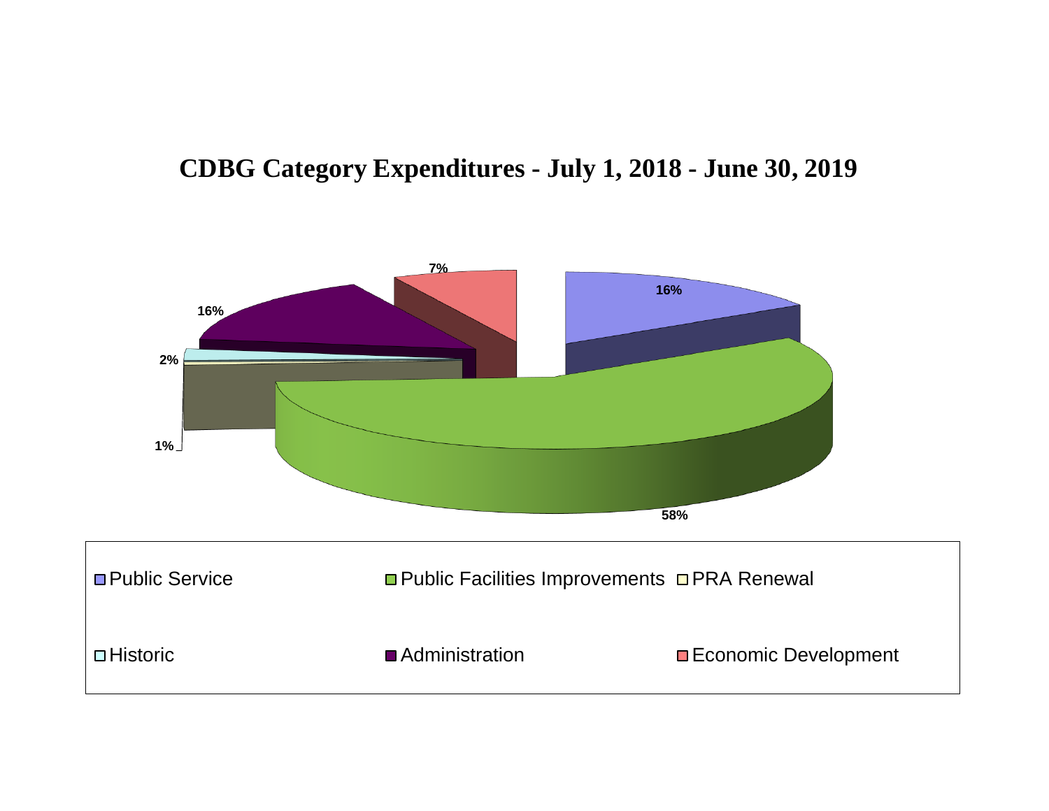# CDBG Category Expenditures - July 1, 2018 - June 30, 2019

| Category | Percentage |
| --- | --- |
| Public Service | 16% |
| Public Facilities Improvements | 58% |
| PRA Renewal | 1% |
| Historic | 2% |
| Administration | 16% |
| Economic Development | 7% |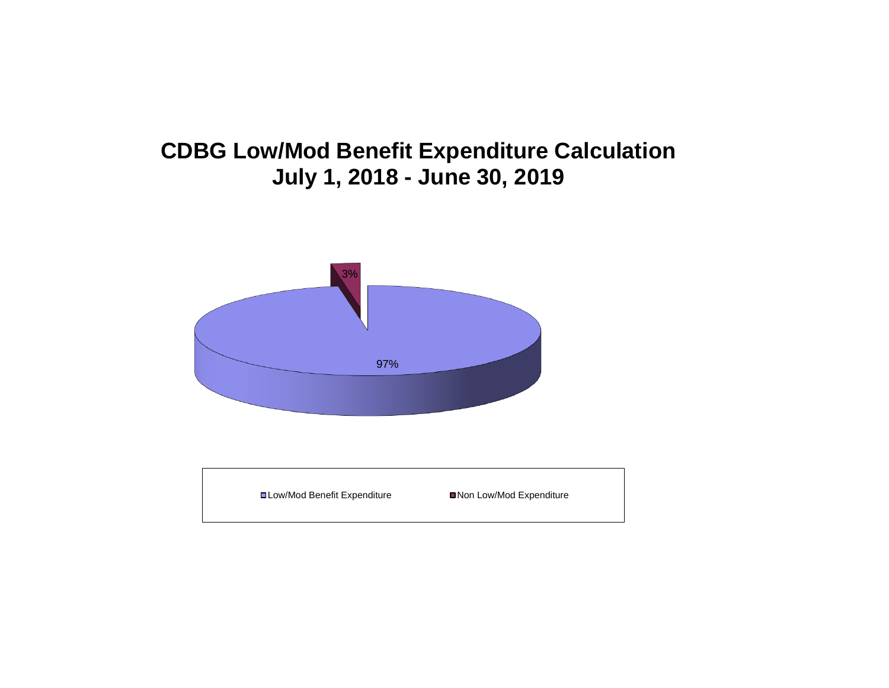# CDBG Low/Mod Benefit Expenditure Calculation
## July 1, 2018 - June 30, 2019

3%

97%

Low/Mod Benefit Expenditure    Non Low/Mod Expenditure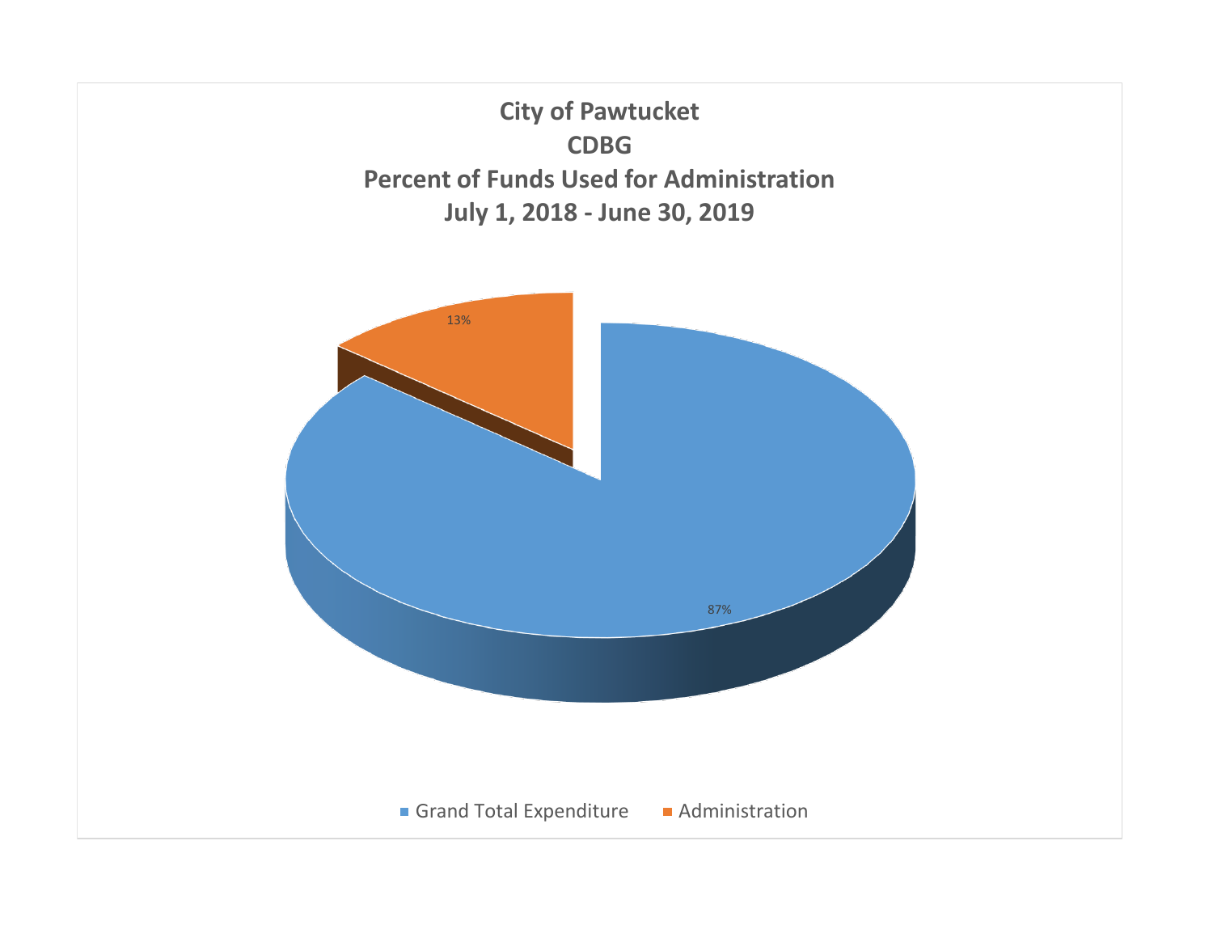**City of Pawtucket**
**CDBG**
**Percent of Funds Used for Administration**
**July 1, 2018 - June 30, 2019**

13%

87%

■ Grand Total Expenditure ■ Administration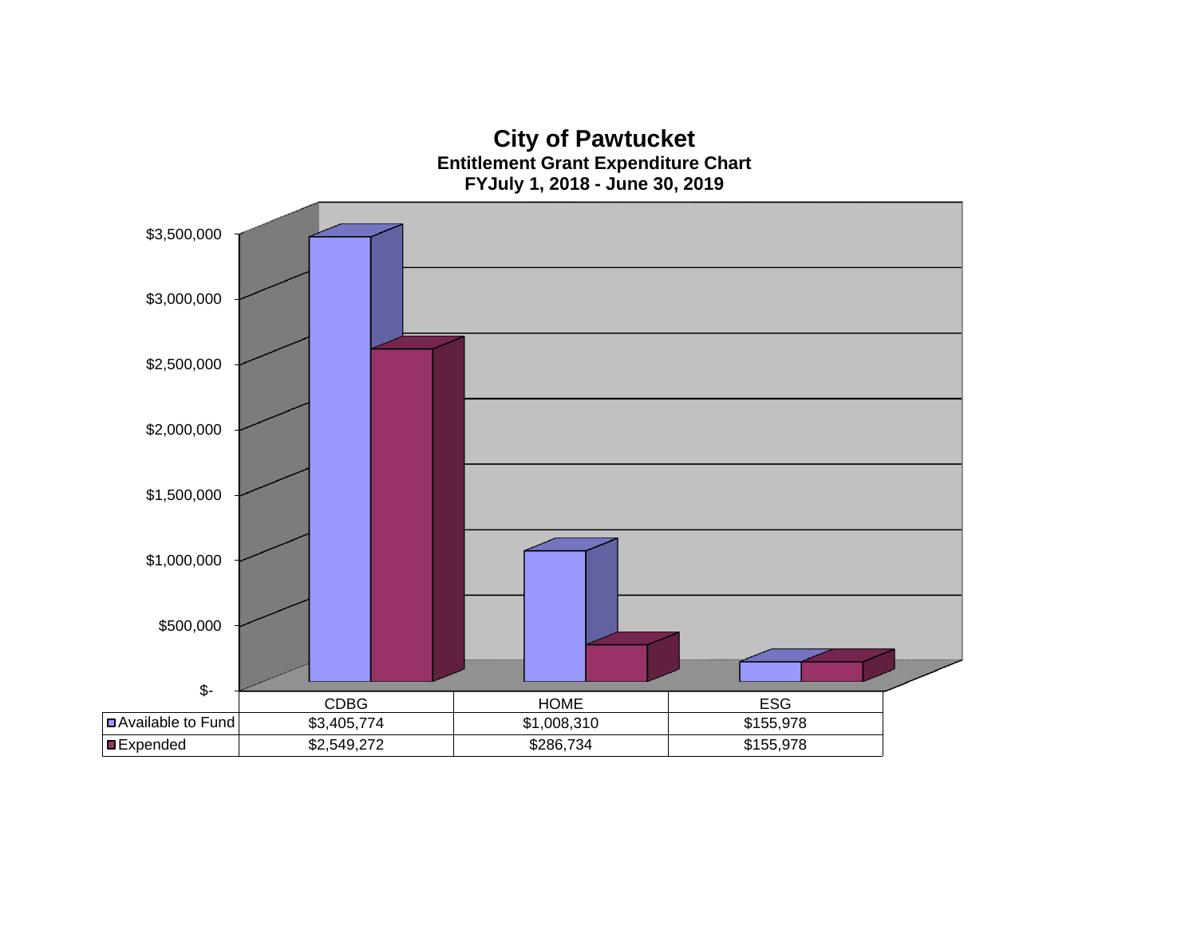# City of Pawtucket

**Entitlement Grant Expenditure Chart**

**FYJuly 1, 2018 - June 30, 2019**

| | CDBG | HOME | ESG |
|---|---|---|---|
| Available to Fund | $3,405,774 | $1,008,310 | $155,978 |
| Expended | $2,549,272 | $286,734 | $155,978 |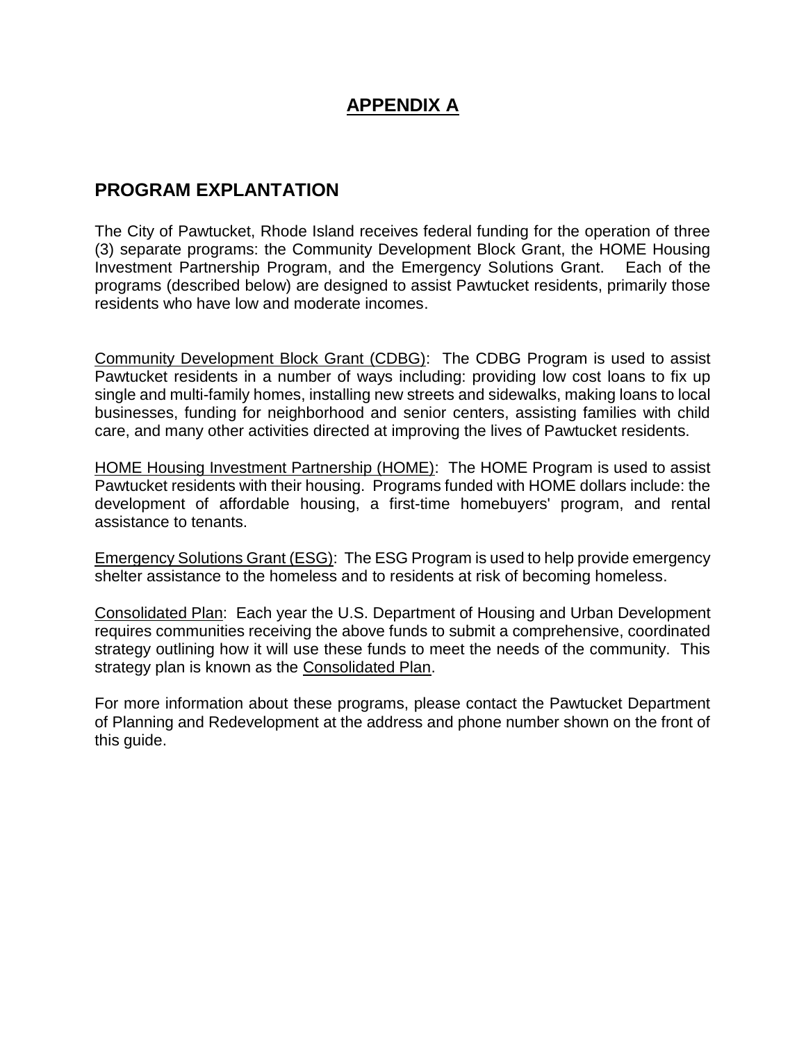# APPENDIX A

## PROGRAM EXPLANTATION

The City of Pawtucket, Rhode Island receives federal funding for the operation of three (3) separate programs: the Community Development Block Grant, the HOME Housing Investment Partnership Program, and the Emergency Solutions Grant. Each of the programs (described below) are designed to assist Pawtucket residents, primarily those residents who have low and moderate incomes.

Community Development Block Grant (CDBG): The CDBG Program is used to assist Pawtucket residents in a number of ways including: providing low cost loans to fix up single and multi-family homes, installing new streets and sidewalks, making loans to local businesses, funding for neighborhood and senior centers, assisting families with child care, and many other activities directed at improving the lives of Pawtucket residents.

HOME Housing Investment Partnership (HOME): The HOME Program is used to assist Pawtucket residents with their housing. Programs funded with HOME dollars include: the development of affordable housing, a first-time homebuyers' program, and rental assistance to tenants.

Emergency Solutions Grant (ESG): The ESG Program is used to help provide emergency shelter assistance to the homeless and to residents at risk of becoming homeless.

Consolidated Plan: Each year the U.S. Department of Housing and Urban Development requires communities receiving the above funds to submit a comprehensive, coordinated strategy outlining how it will use these funds to meet the needs of the community. This strategy plan is known as the Consolidated Plan.

For more information about these programs, please contact the Pawtucket Department of Planning and Redevelopment at the address and phone number shown on the front of this guide.